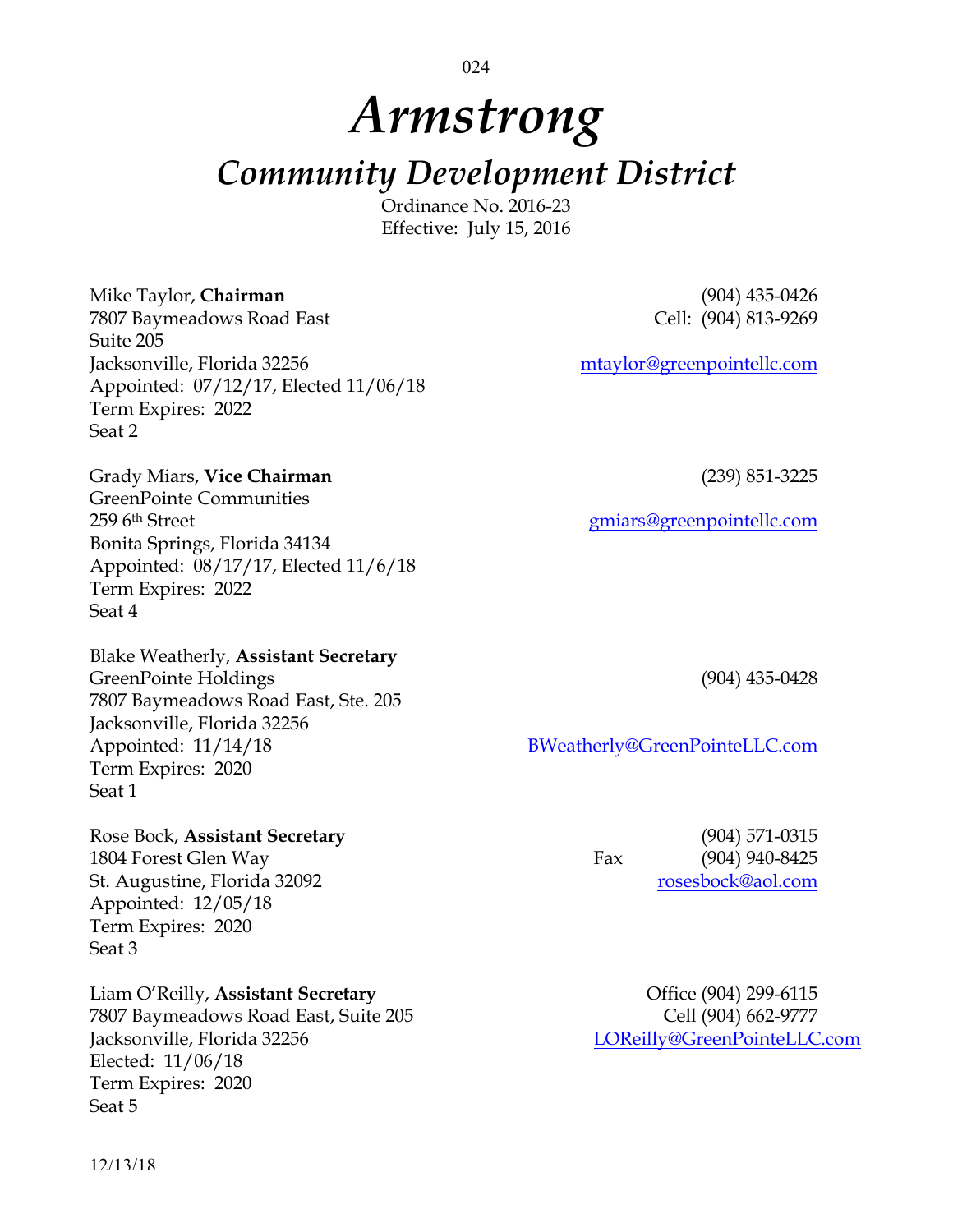# *Armstrong*

## *Community Development District*

Ordinance No. 2016-23
Effective: July 15, 2016

Mike Taylor, **Chairman**
7807 Baymeadows Road East
Suite 205
Jacksonville, Florida 32256
Appointed: 07/12/17, Elected 11/06/18
Term Expires: 2022
Seat 2

(904) 435-0426
Cell: (904) 813-9269
mtaylor@greenpointellc.com

Grady Miars, **Vice Chairman**
GreenPointe Communities
259 6th Street
Bonita Springs, Florida 34134
Appointed: 08/17/17, Elected 11/6/18
Term Expires: 2022
Seat 4

(239) 851-3225
gmiars@greenpointellc.com

Blake Weatherly, **Assistant Secretary**
GreenPointe Holdings
7807 Baymeadows Road East, Ste. 205
Jacksonville, Florida 32256
Appointed: 11/14/18
Term Expires: 2020
Seat 1

(904) 435-0428
BWeatherly@GreenPointeLLC.com

Rose Bock, **Assistant Secretary**
1804 Forest Glen Way
St. Augustine, Florida 32092
Appointed: 12/05/18
Term Expires: 2020
Seat 3

(904) 571-0315
Fax (904) 940-8425
rosesbock@aol.com

Liam O'Reilly, **Assistant Secretary**
7807 Baymeadows Road East, Suite 205
Jacksonville, Florida 32256
Elected: 11/06/18
Term Expires: 2020
Seat 5

Office (904) 299-6115
Cell (904) 662-9777
LOReilly@GreenPointeLLC.com

12/13/18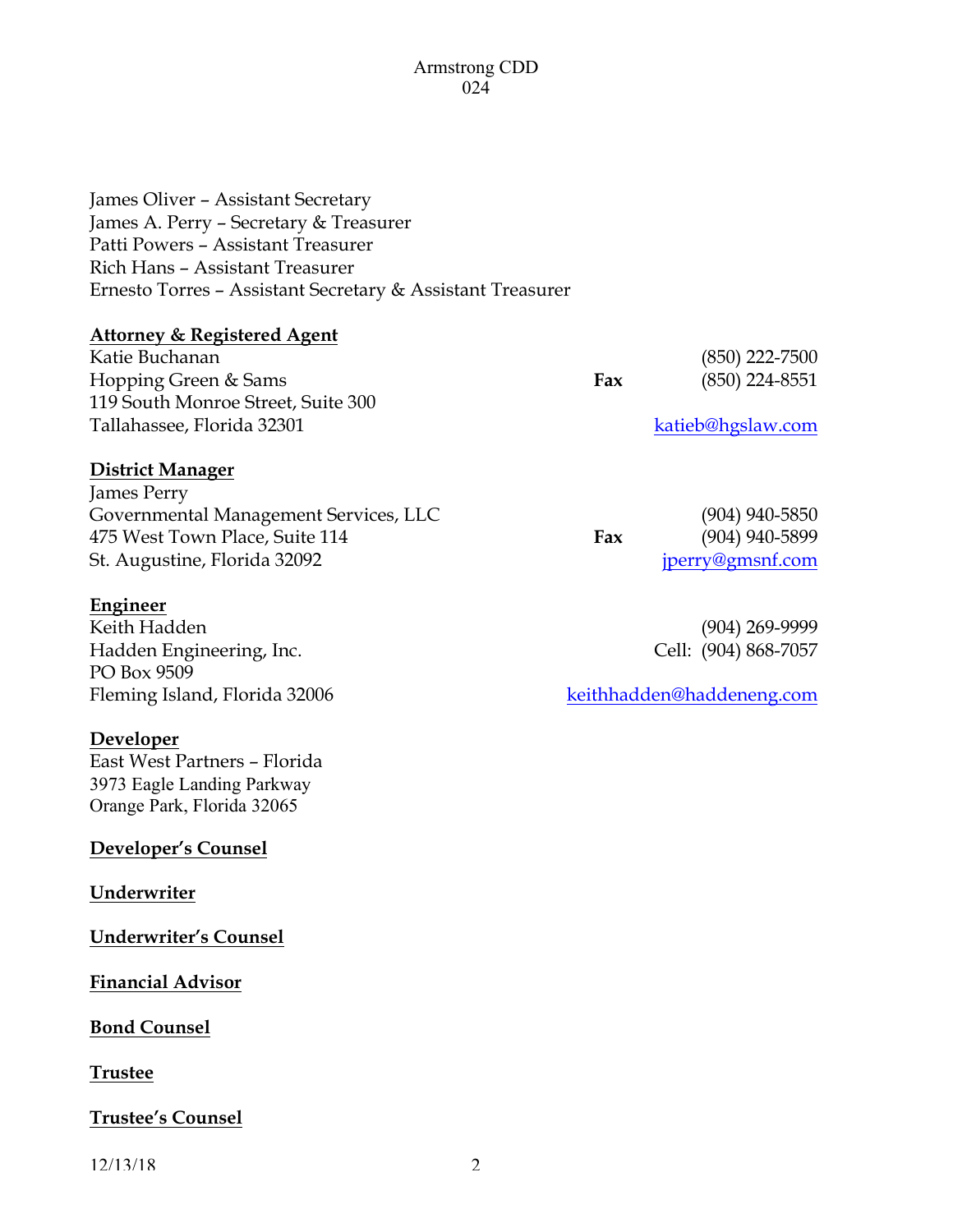James Oliver – Assistant Secretary
James A. Perry – Secretary & Treasurer
Patti Powers – Assistant Treasurer
Rich Hans – Assistant Treasurer
Ernesto Torres – Assistant Secretary & Assistant Treasurer

**Attorney & Registered Agent**
Katie Buchanan — (850) 222-7500
Hopping Green & Sams — **Fax** (850) 224-8551
119 South Monroe Street, Suite 300
Tallahassee, Florida 32301 — katieb@hgslaw.com

**District Manager**
James Perry
Governmental Management Services, LLC — (904) 940-5850
475 West Town Place, Suite 114 — **Fax** (904) 940-5899
St. Augustine, Florida 32092 — jperry@gmsnf.com

**Engineer**
Keith Hadden — (904) 269-9999
Hadden Engineering, Inc. — Cell: (904) 868-7057
PO Box 9509
Fleming Island, Florida 32006 — keithhadden@haddeneng.com

**Developer**
East West Partners – Florida
3973 Eagle Landing Parkway
Orange Park, Florida 32065

**Developer's Counsel**

**Underwriter**

**Underwriter's Counsel**

**Financial Advisor**

**Bond Counsel**

**Trustee**

**Trustee's Counsel**

12/13/18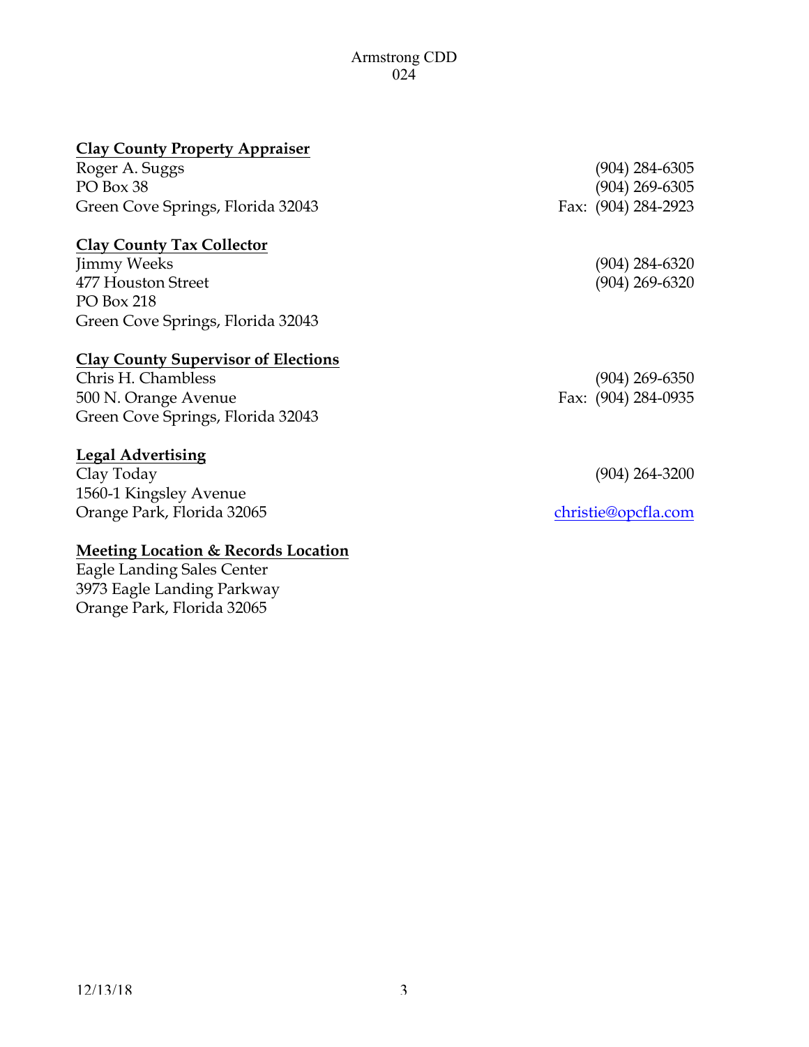**Clay County Property Appraiser**

Roger A. Suggs
PO Box 38
Green Cove Springs, Florida 32043

(904) 284-6305
(904) 269-6305
Fax: (904) 284-2923

**Clay County Tax Collector**

Jimmy Weeks
477 Houston Street
PO Box 218
Green Cove Springs, Florida 32043

(904) 284-6320
(904) 269-6320

**Clay County Supervisor of Elections**

Chris H. Chambless
500 N. Orange Avenue
Green Cove Springs, Florida 32043

(904) 269-6350
Fax: (904) 284-0935

**Legal Advertising**

Clay Today
1560-1 Kingsley Avenue
Orange Park, Florida 32065

(904) 264-3200
christie@opcfla.com

**Meeting Location & Records Location**

Eagle Landing Sales Center
3973 Eagle Landing Parkway
Orange Park, Florida 32065